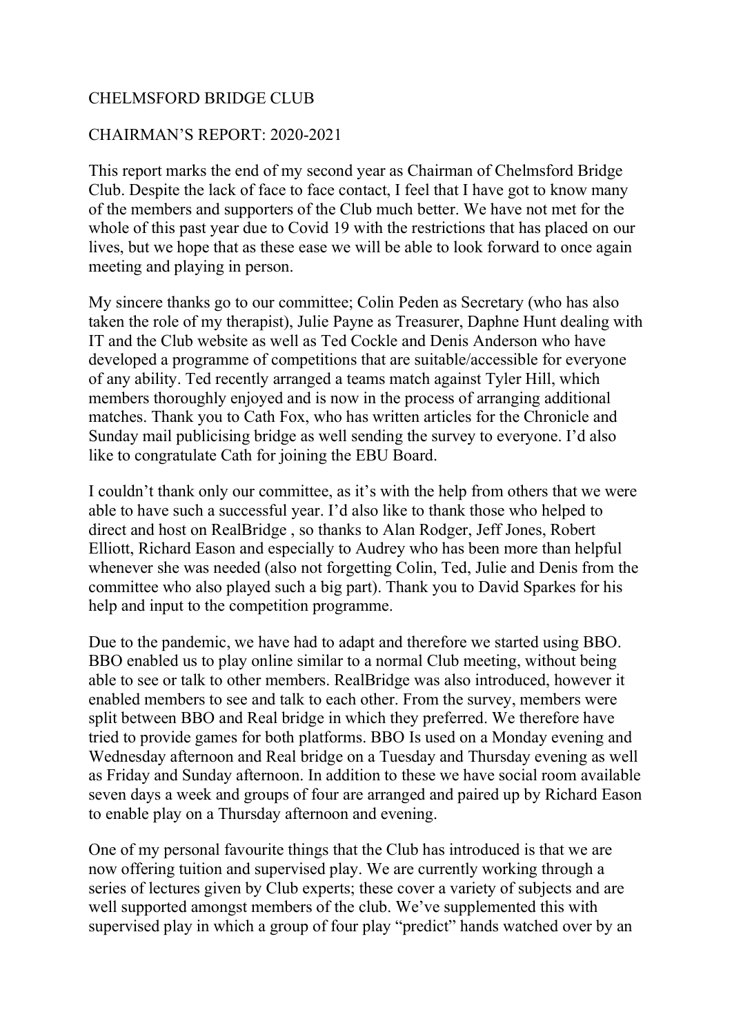# CHELMSFORD BRIDGE CLUB

## CHAIRMAN'S REPORT: 2020-2021

This report marks the end of my second year as Chairman of Chelmsford Bridge Club. Despite the lack of face to face contact, I feel that I have got to know many of the members and supporters of the Club much better. We have not met for the whole of this past year due to Covid 19 with the restrictions that has placed on our lives, but we hope that as these ease we will be able to look forward to once again meeting and playing in person.

My sincere thanks go to our committee; Colin Peden as Secretary (who has also taken the role of my therapist), Julie Payne as Treasurer, Daphne Hunt dealing with IT and the Club website as well as Ted Cockle and Denis Anderson who have developed a programme of competitions that are suitable/accessible for everyone of any ability. Ted recently arranged a teams match against Tyler Hill, which members thoroughly enjoyed and is now in the process of arranging additional matches. Thank you to Cath Fox, who has written articles for the Chronicle and Sunday mail publicising bridge as well sending the survey to everyone. I'd also like to congratulate Cath for joining the EBU Board.

I couldn't thank only our committee, as it's with the help from others that we were able to have such a successful year. I'd also like to thank those who helped to direct and host on RealBridge , so thanks to Alan Rodger, Jeff Jones, Robert Elliott, Richard Eason and especially to Audrey who has been more than helpful whenever she was needed (also not forgetting Colin, Ted, Julie and Denis from the committee who also played such a big part). Thank you to David Sparkes for his help and input to the competition programme.

Due to the pandemic, we have had to adapt and therefore we started using BBO. BBO enabled us to play online similar to a normal Club meeting, without being able to see or talk to other members. RealBridge was also introduced, however it enabled members to see and talk to each other. From the survey, members were split between BBO and Real bridge in which they preferred. We therefore have tried to provide games for both platforms. BBO Is used on a Monday evening and Wednesday afternoon and Real bridge on a Tuesday and Thursday evening as well as Friday and Sunday afternoon. In addition to these we have social room available seven days a week and groups of four are arranged and paired up by Richard Eason to enable play on a Thursday afternoon and evening.

One of my personal favourite things that the Club has introduced is that we are now offering tuition and supervised play. We are currently working through a series of lectures given by Club experts; these cover a variety of subjects and are well supported amongst members of the club. We've supplemented this with supervised play in which a group of four play "predict" hands watched over by an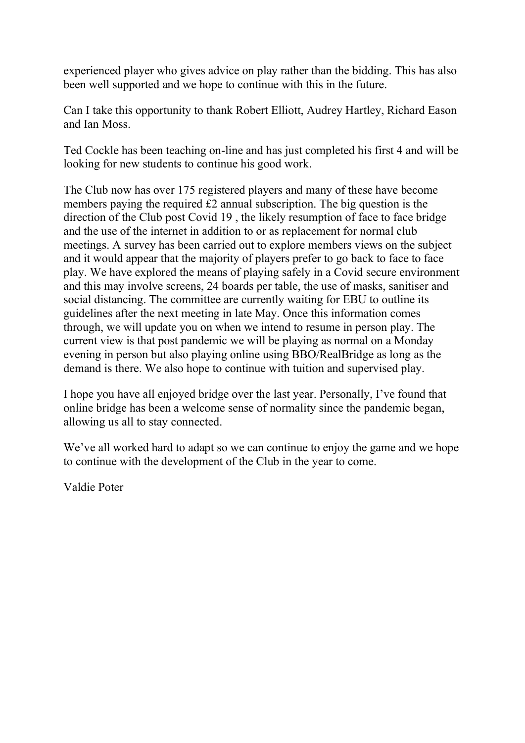experienced player who gives advice on play rather than the bidding. This has also been well supported and we hope to continue with this in the future.

Can I take this opportunity to thank Robert Elliott, Audrey Hartley, Richard Eason and Ian Moss.

Ted Cockle has been teaching on-line and has just completed his first 4 and will be looking for new students to continue his good work.

The Club now has over 175 registered players and many of these have become members paying the required £2 annual subscription. The big question is the direction of the Club post Covid 19 , the likely resumption of face to face bridge and the use of the internet in addition to or as replacement for normal club meetings. A survey has been carried out to explore members views on the subject and it would appear that the majority of players prefer to go back to face to face play. We have explored the means of playing safely in a Covid secure environment and this may involve screens, 24 boards per table, the use of masks, sanitiser and social distancing. The committee are currently waiting for EBU to outline its guidelines after the next meeting in late May. Once this information comes through, we will update you on when we intend to resume in person play. The current view is that post pandemic we will be playing as normal on a Monday evening in person but also playing online using BBO/RealBridge as long as the demand is there. We also hope to continue with tuition and supervised play.

I hope you have all enjoyed bridge over the last year. Personally, I've found that online bridge has been a welcome sense of normality since the pandemic began, allowing us all to stay connected.

We've all worked hard to adapt so we can continue to enjoy the game and we hope to continue with the development of the Club in the year to come.

Valdie Poter